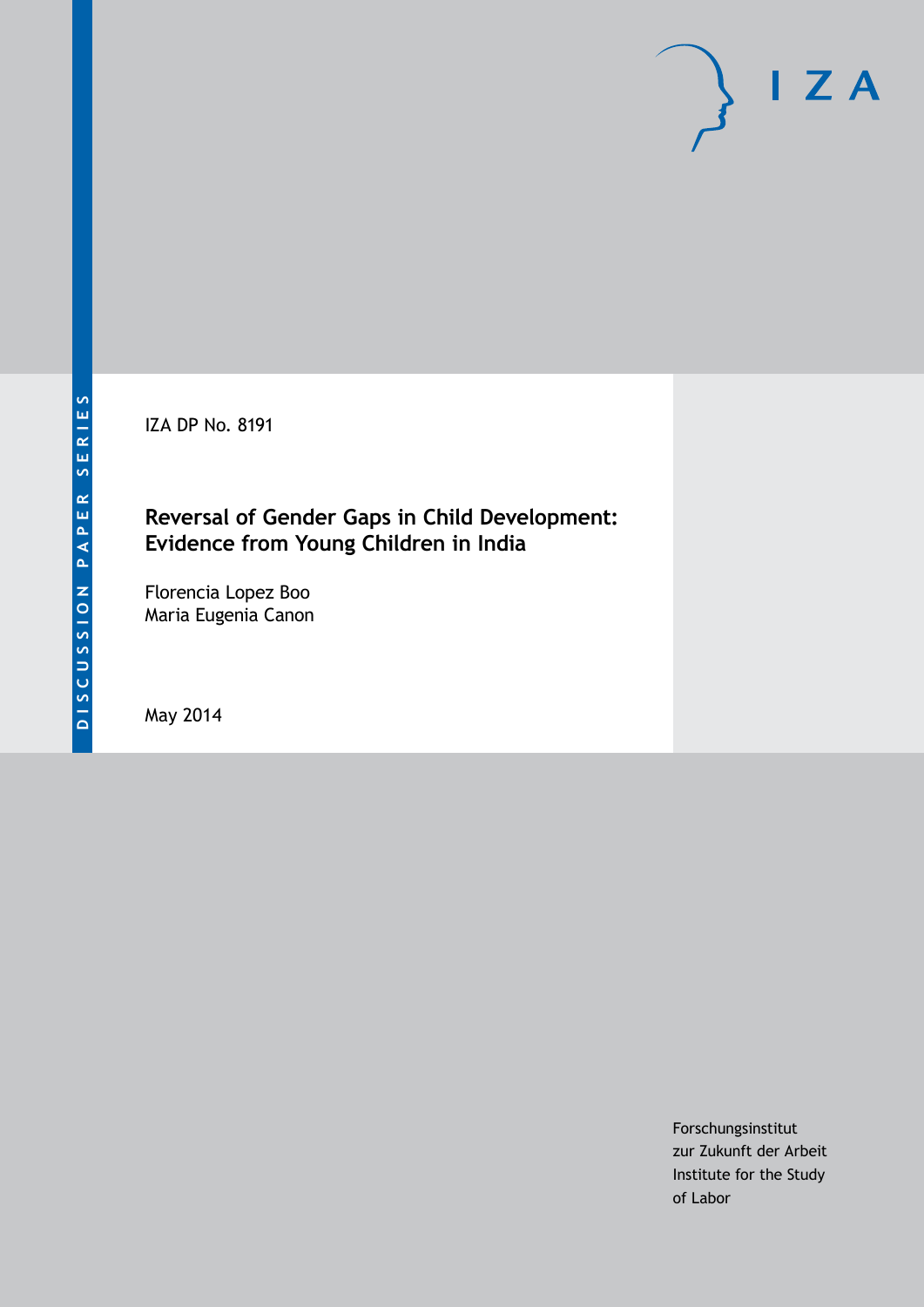DISCUSSION PAPER SERIES

IZA DP No. 8191

# Reversal of Gender Gaps in Child Development: Evidence from Young Children in India

Florencia Lopez Boo
Maria Eugenia Canon

May 2014

Forschungsinstitut
zur Zukunft der Arbeit
Institute for the Study
of Labor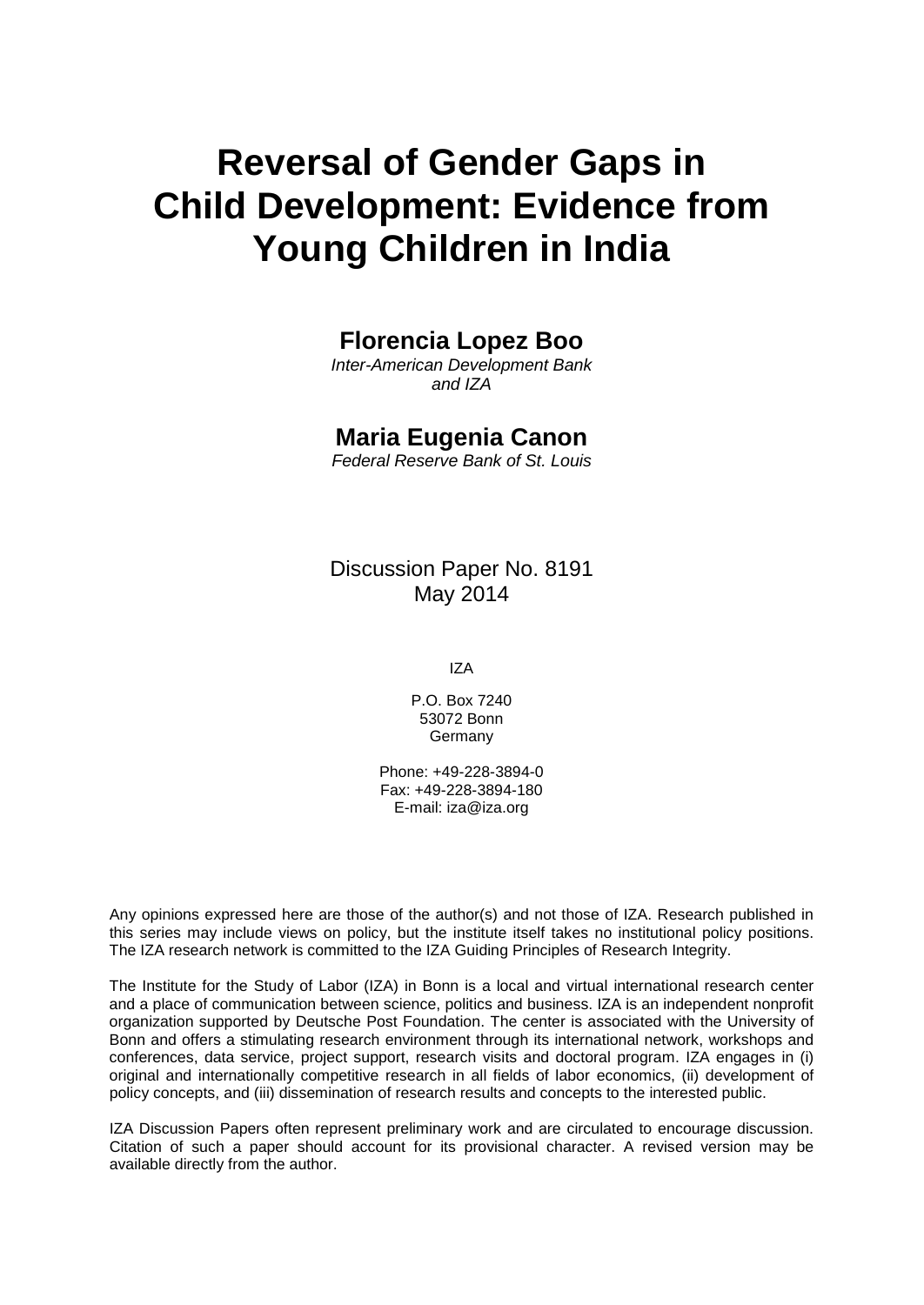# Reversal of Gender Gaps in Child Development: Evidence from Young Children in India

**Florencia Lopez Boo**
*Inter-American Development Bank and IZA*

**Maria Eugenia Canon**
*Federal Reserve Bank of St. Louis*

Discussion Paper No. 8191
May 2014

IZA

P.O. Box 7240
53072 Bonn
Germany

Phone: +49-228-3894-0
Fax: +49-228-3894-180
E-mail: iza@iza.org

Any opinions expressed here are those of the author(s) and not those of IZA. Research published in this series may include views on policy, but the institute itself takes no institutional policy positions. The IZA research network is committed to the IZA Guiding Principles of Research Integrity.

The Institute for the Study of Labor (IZA) in Bonn is a local and virtual international research center and a place of communication between science, politics and business. IZA is an independent nonprofit organization supported by Deutsche Post Foundation. The center is associated with the University of Bonn and offers a stimulating research environment through its international network, workshops and conferences, data service, project support, research visits and doctoral program. IZA engages in (i) original and internationally competitive research in all fields of labor economics, (ii) development of policy concepts, and (iii) dissemination of research results and concepts to the interested public.

IZA Discussion Papers often represent preliminary work and are circulated to encourage discussion. Citation of such a paper should account for its provisional character. A revised version may be available directly from the author.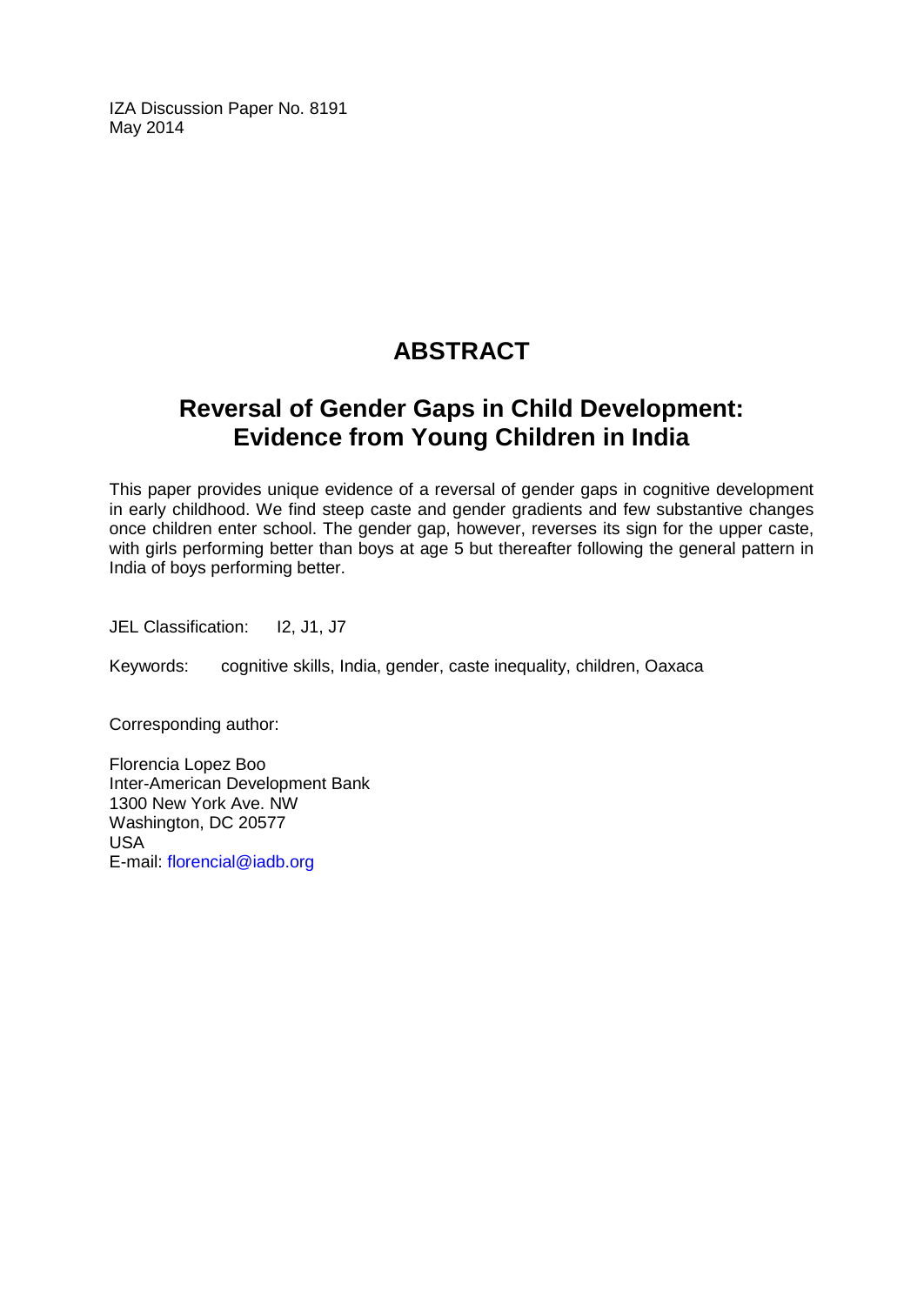IZA Discussion Paper No. 8191
May 2014

# ABSTRACT

## Reversal of Gender Gaps in Child Development: Evidence from Young Children in India

This paper provides unique evidence of a reversal of gender gaps in cognitive development in early childhood. We find steep caste and gender gradients and few substantive changes once children enter school. The gender gap, however, reverses its sign for the upper caste, with girls performing better than boys at age 5 but thereafter following the general pattern in India of boys performing better.

JEL Classification: I2, J1, J7

Keywords: cognitive skills, India, gender, caste inequality, children, Oaxaca

Corresponding author:

Florencia Lopez Boo
Inter-American Development Bank
1300 New York Ave. NW
Washington, DC 20577
USA
E-mail: florencial@iadb.org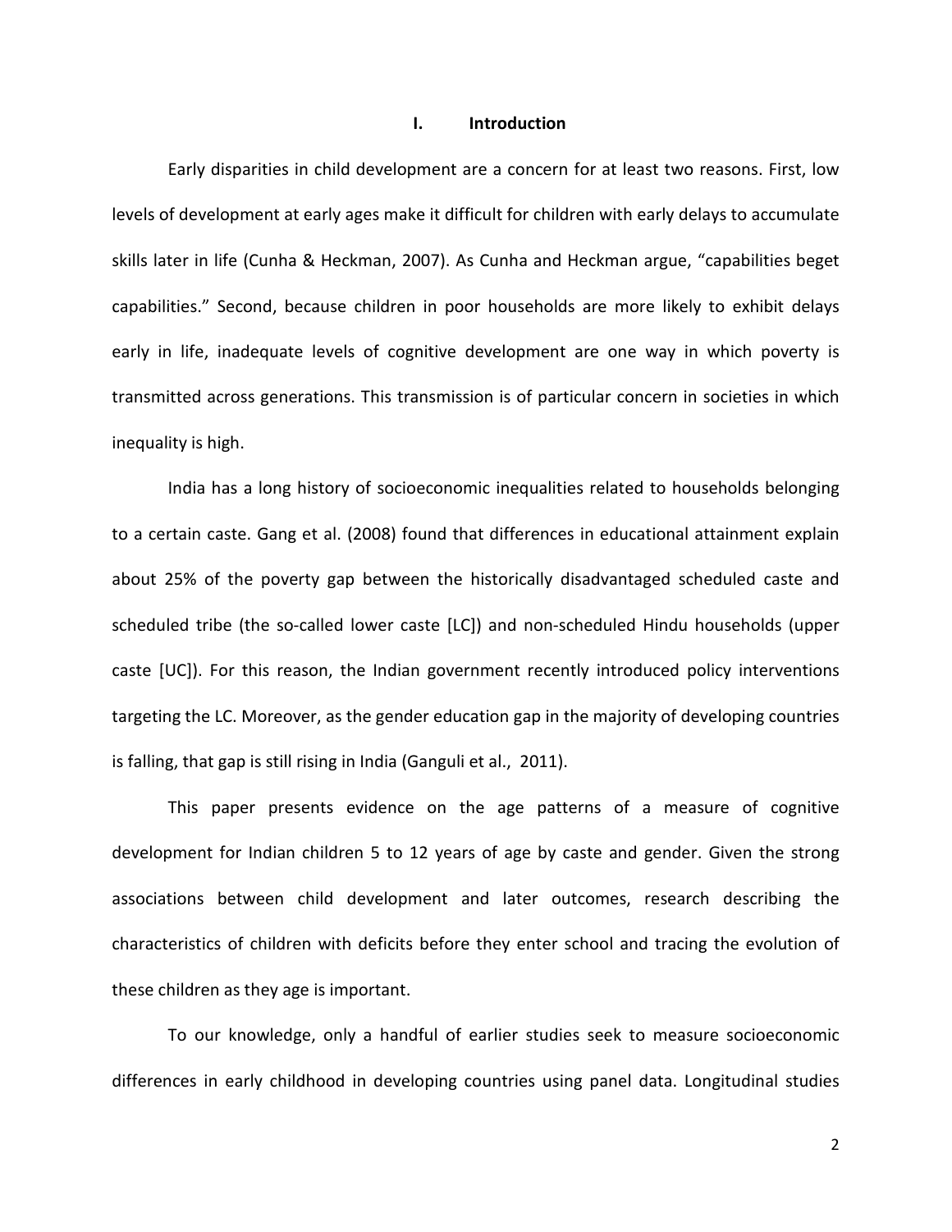# I. Introduction

Early disparities in child development are a concern for at least two reasons. First, low levels of development at early ages make it difficult for children with early delays to accumulate skills later in life (Cunha & Heckman, 2007). As Cunha and Heckman argue, "capabilities beget capabilities." Second, because children in poor households are more likely to exhibit delays early in life, inadequate levels of cognitive development are one way in which poverty is transmitted across generations. This transmission is of particular concern in societies in which inequality is high.

India has a long history of socioeconomic inequalities related to households belonging to a certain caste. Gang et al. (2008) found that differences in educational attainment explain about 25% of the poverty gap between the historically disadvantaged scheduled caste and scheduled tribe (the so-called lower caste [LC]) and non-scheduled Hindu households (upper caste [UC]). For this reason, the Indian government recently introduced policy interventions targeting the LC. Moreover, as the gender education gap in the majority of developing countries is falling, that gap is still rising in India (Ganguli et al., 2011).

This paper presents evidence on the age patterns of a measure of cognitive development for Indian children 5 to 12 years of age by caste and gender. Given the strong associations between child development and later outcomes, research describing the characteristics of children with deficits before they enter school and tracing the evolution of these children as they age is important.

To our knowledge, only a handful of earlier studies seek to measure socioeconomic differences in early childhood in developing countries using panel data. Longitudinal studies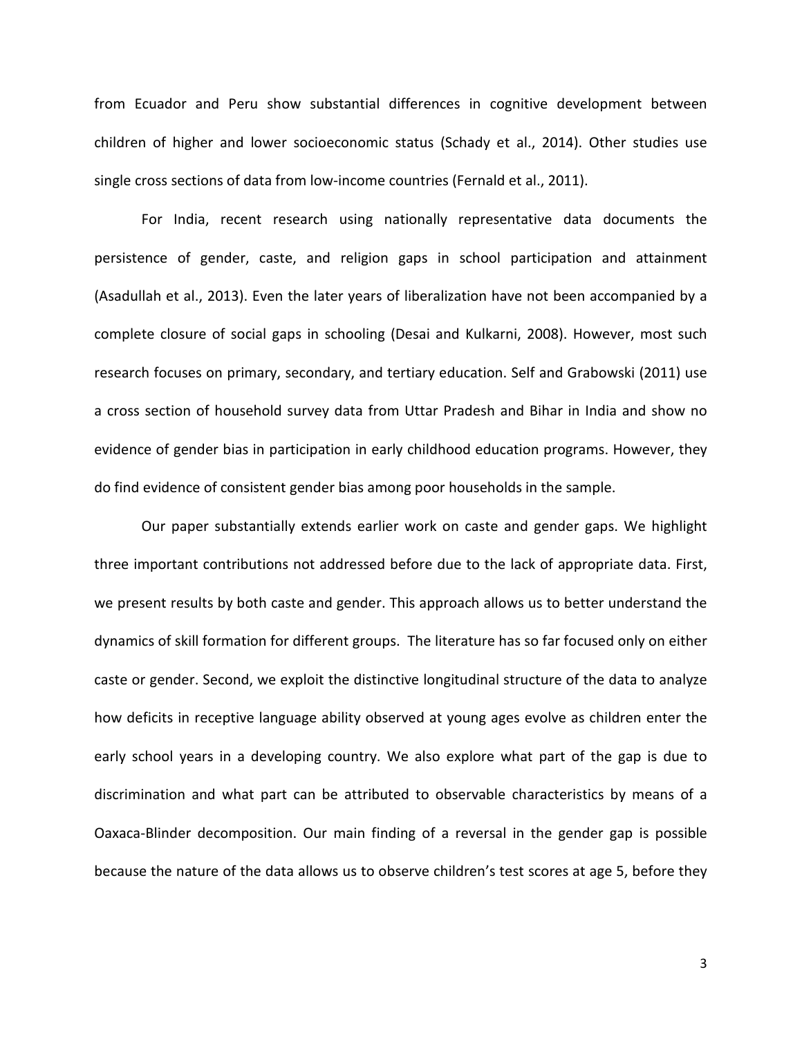from Ecuador and Peru show substantial differences in cognitive development between children of higher and lower socioeconomic status (Schady et al., 2014). Other studies use single cross sections of data from low-income countries (Fernald et al., 2011).

For India, recent research using nationally representative data documents the persistence of gender, caste, and religion gaps in school participation and attainment (Asadullah et al., 2013). Even the later years of liberalization have not been accompanied by a complete closure of social gaps in schooling (Desai and Kulkarni, 2008). However, most such research focuses on primary, secondary, and tertiary education. Self and Grabowski (2011) use a cross section of household survey data from Uttar Pradesh and Bihar in India and show no evidence of gender bias in participation in early childhood education programs. However, they do find evidence of consistent gender bias among poor households in the sample.

Our paper substantially extends earlier work on caste and gender gaps. We highlight three important contributions not addressed before due to the lack of appropriate data. First, we present results by both caste and gender. This approach allows us to better understand the dynamics of skill formation for different groups. The literature has so far focused only on either caste or gender. Second, we exploit the distinctive longitudinal structure of the data to analyze how deficits in receptive language ability observed at young ages evolve as children enter the early school years in a developing country. We also explore what part of the gap is due to discrimination and what part can be attributed to observable characteristics by means of a Oaxaca-Blinder decomposition. Our main finding of a reversal in the gender gap is possible because the nature of the data allows us to observe children's test scores at age 5, before they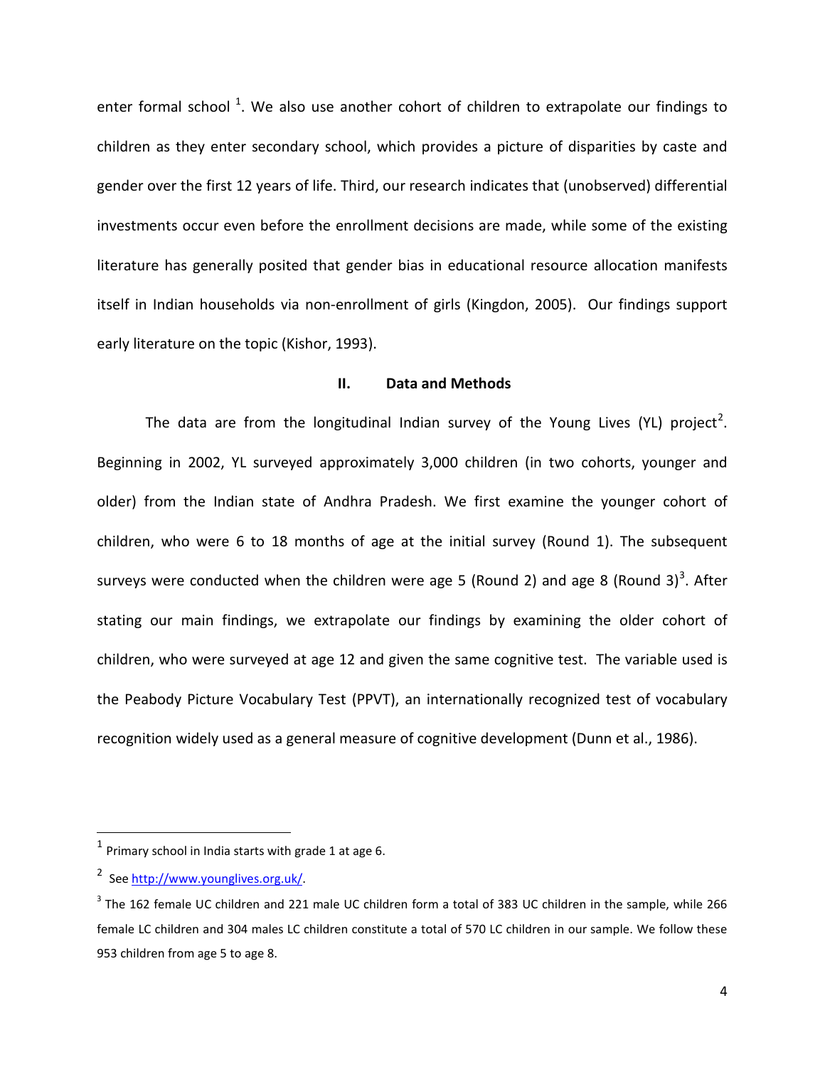enter formal school [1]. We also use another cohort of children to extrapolate our findings to children as they enter secondary school, which provides a picture of disparities by caste and gender over the first 12 years of life. Third, our research indicates that (unobserved) differential investments occur even before the enrollment decisions are made, while some of the existing literature has generally posited that gender bias in educational resource allocation manifests itself in Indian households via non-enrollment of girls (Kingdon, 2005). Our findings support early literature on the topic (Kishor, 1993).

## II. Data and Methods

The data are from the longitudinal Indian survey of the Young Lives (YL) project[2]. Beginning in 2002, YL surveyed approximately 3,000 children (in two cohorts, younger and older) from the Indian state of Andhra Pradesh. We first examine the younger cohort of children, who were 6 to 18 months of age at the initial survey (Round 1). The subsequent surveys were conducted when the children were age 5 (Round 2) and age 8 (Round 3)[3]. After stating our main findings, we extrapolate our findings by examining the older cohort of children, who were surveyed at age 12 and given the same cognitive test. The variable used is the Peabody Picture Vocabulary Test (PPVT), an internationally recognized test of vocabulary recognition widely used as a general measure of cognitive development (Dunn et al., 1986).

---

[1] Primary school in India starts with grade 1 at age 6.

[2] See http://www.younglives.org.uk/.

[3] The 162 female UC children and 221 male UC children form a total of 383 UC children in the sample, while 266 female LC children and 304 males LC children constitute a total of 570 LC children in our sample. We follow these 953 children from age 5 to age 8.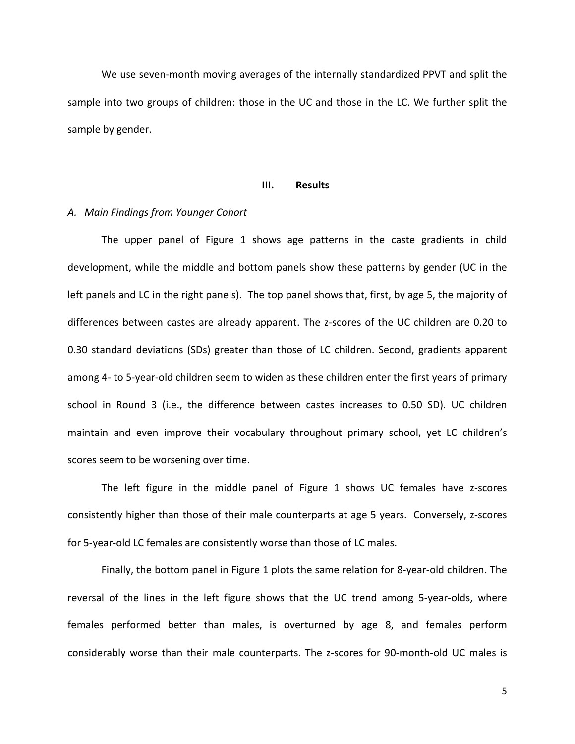We use seven-month moving averages of the internally standardized PPVT and split the sample into two groups of children: those in the UC and those in the LC. We further split the sample by gender.

## III. Results

### *A. Main Findings from Younger Cohort*

The upper panel of Figure 1 shows age patterns in the caste gradients in child development, while the middle and bottom panels show these patterns by gender (UC in the left panels and LC in the right panels). The top panel shows that, first, by age 5, the majority of differences between castes are already apparent. The z-scores of the UC children are 0.20 to 0.30 standard deviations (SDs) greater than those of LC children. Second, gradients apparent among 4- to 5-year-old children seem to widen as these children enter the first years of primary school in Round 3 (i.e., the difference between castes increases to 0.50 SD). UC children maintain and even improve their vocabulary throughout primary school, yet LC children's scores seem to be worsening over time.

The left figure in the middle panel of Figure 1 shows UC females have z-scores consistently higher than those of their male counterparts at age 5 years. Conversely, z-scores for 5-year-old LC females are consistently worse than those of LC males.

Finally, the bottom panel in Figure 1 plots the same relation for 8-year-old children. The reversal of the lines in the left figure shows that the UC trend among 5-year-olds, where females performed better than males, is overturned by age 8, and females perform considerably worse than their male counterparts. The z-scores for 90-month-old UC males is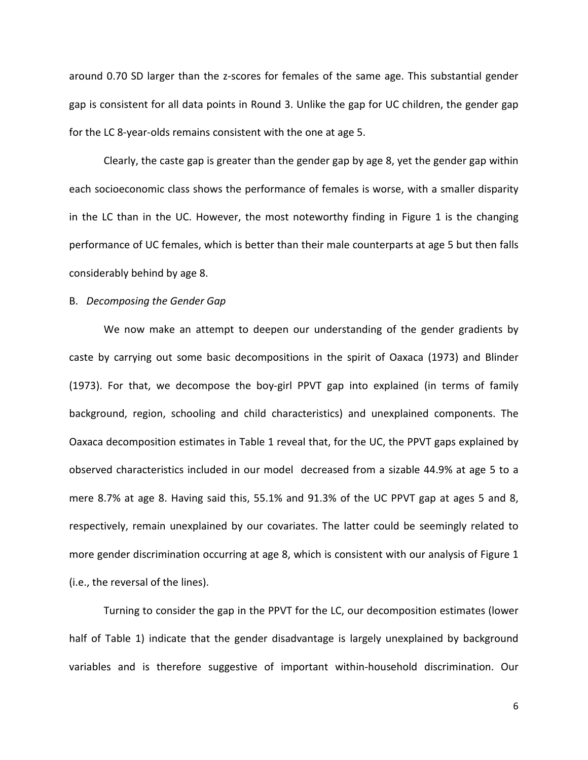around 0.70 SD larger than the z-scores for females of the same age. This substantial gender gap is consistent for all data points in Round 3. Unlike the gap for UC children, the gender gap for the LC 8-year-olds remains consistent with the one at age 5.

Clearly, the caste gap is greater than the gender gap by age 8, yet the gender gap within each socioeconomic class shows the performance of females is worse, with a smaller disparity in the LC than in the UC. However, the most noteworthy finding in Figure 1 is the changing performance of UC females, which is better than their male counterparts at age 5 but then falls considerably behind by age 8.

B. *Decomposing the Gender Gap*

We now make an attempt to deepen our understanding of the gender gradients by caste by carrying out some basic decompositions in the spirit of Oaxaca (1973) and Blinder (1973). For that, we decompose the boy-girl PPVT gap into explained (in terms of family background, region, schooling and child characteristics) and unexplained components. The Oaxaca decomposition estimates in Table 1 reveal that, for the UC, the PPVT gaps explained by observed characteristics included in our model decreased from a sizable 44.9% at age 5 to a mere 8.7% at age 8. Having said this, 55.1% and 91.3% of the UC PPVT gap at ages 5 and 8, respectively, remain unexplained by our covariates. The latter could be seemingly related to more gender discrimination occurring at age 8, which is consistent with our analysis of Figure 1 (i.e., the reversal of the lines).

Turning to consider the gap in the PPVT for the LC, our decomposition estimates (lower half of Table 1) indicate that the gender disadvantage is largely unexplained by background variables and is therefore suggestive of important within-household discrimination. Our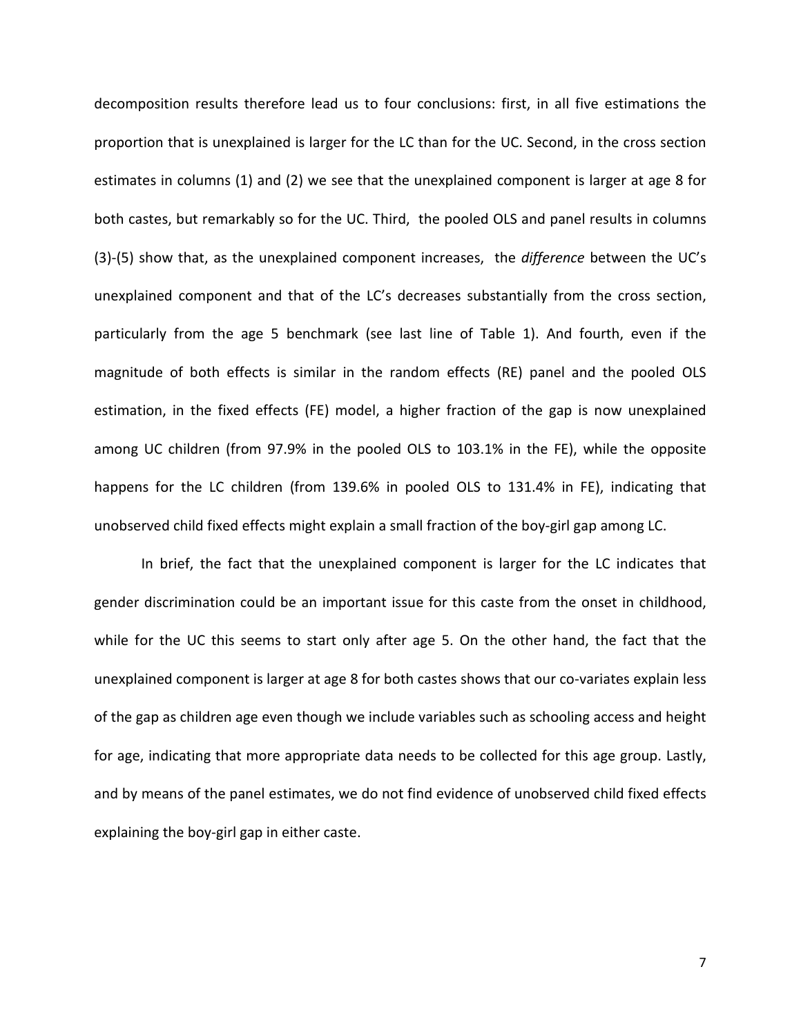decomposition results therefore lead us to four conclusions: first, in all five estimations the proportion that is unexplained is larger for the LC than for the UC. Second, in the cross section estimates in columns (1) and (2) we see that the unexplained component is larger at age 8 for both castes, but remarkably so for the UC. Third, the pooled OLS and panel results in columns (3)-(5) show that, as the unexplained component increases, the *difference* between the UC's unexplained component and that of the LC's decreases substantially from the cross section, particularly from the age 5 benchmark (see last line of Table 1). And fourth, even if the magnitude of both effects is similar in the random effects (RE) panel and the pooled OLS estimation, in the fixed effects (FE) model, a higher fraction of the gap is now unexplained among UC children (from 97.9% in the pooled OLS to 103.1% in the FE), while the opposite happens for the LC children (from 139.6% in pooled OLS to 131.4% in FE), indicating that unobserved child fixed effects might explain a small fraction of the boy-girl gap among LC.

In brief, the fact that the unexplained component is larger for the LC indicates that gender discrimination could be an important issue for this caste from the onset in childhood, while for the UC this seems to start only after age 5. On the other hand, the fact that the unexplained component is larger at age 8 for both castes shows that our co-variates explain less of the gap as children age even though we include variables such as schooling access and height for age, indicating that more appropriate data needs to be collected for this age group. Lastly, and by means of the panel estimates, we do not find evidence of unobserved child fixed effects explaining the boy-girl gap in either caste.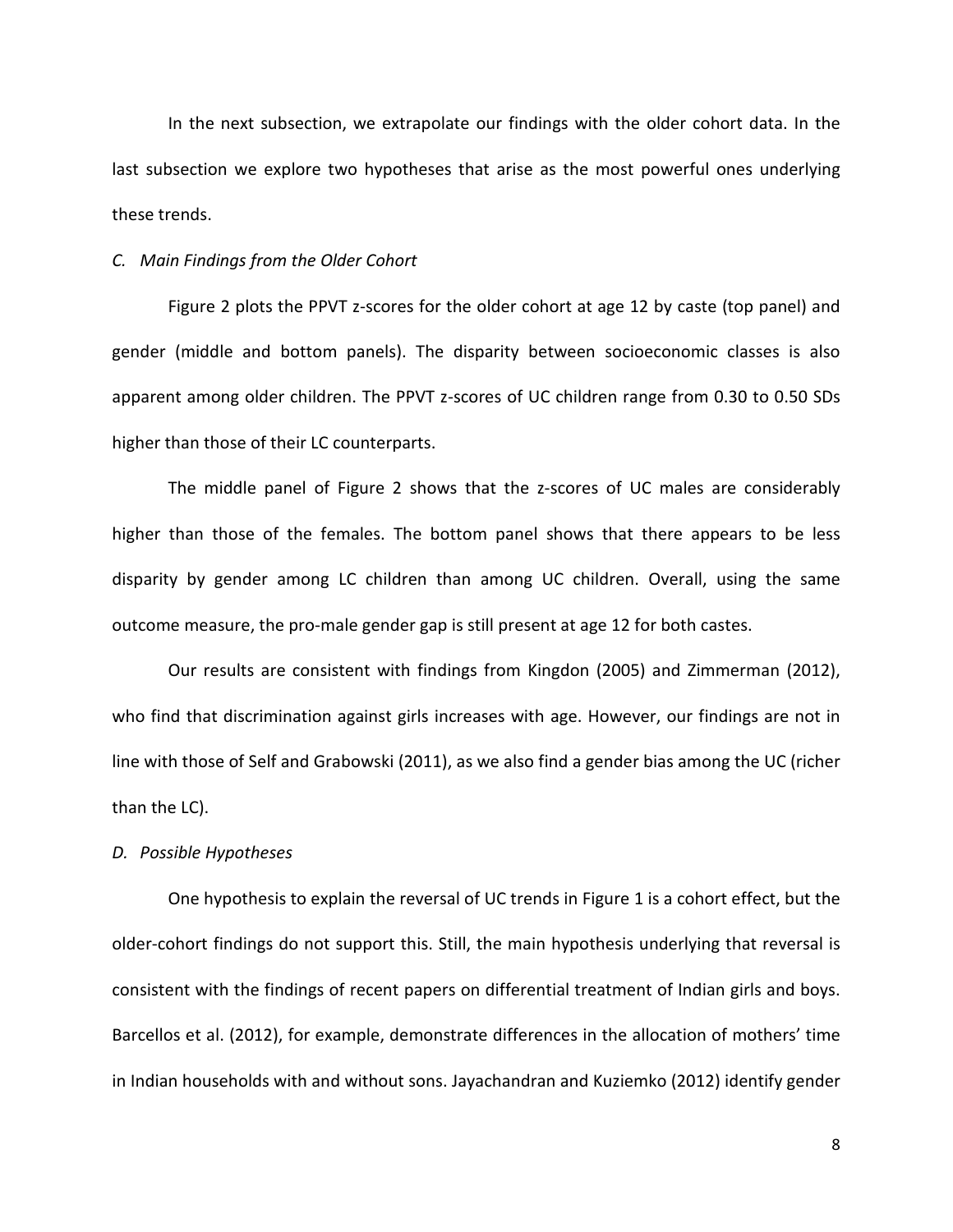In the next subsection, we extrapolate our findings with the older cohort data. In the last subsection we explore two hypotheses that arise as the most powerful ones underlying these trends.

### *C. Main Findings from the Older Cohort*

Figure 2 plots the PPVT z-scores for the older cohort at age 12 by caste (top panel) and gender (middle and bottom panels). The disparity between socioeconomic classes is also apparent among older children. The PPVT z-scores of UC children range from 0.30 to 0.50 SDs higher than those of their LC counterparts.

The middle panel of Figure 2 shows that the z-scores of UC males are considerably higher than those of the females. The bottom panel shows that there appears to be less disparity by gender among LC children than among UC children. Overall, using the same outcome measure, the pro-male gender gap is still present at age 12 for both castes.

Our results are consistent with findings from Kingdon (2005) and Zimmerman (2012), who find that discrimination against girls increases with age. However, our findings are not in line with those of Self and Grabowski (2011), as we also find a gender bias among the UC (richer than the LC).

### *D. Possible Hypotheses*

One hypothesis to explain the reversal of UC trends in Figure 1 is a cohort effect, but the older-cohort findings do not support this. Still, the main hypothesis underlying that reversal is consistent with the findings of recent papers on differential treatment of Indian girls and boys. Barcellos et al. (2012), for example, demonstrate differences in the allocation of mothers' time in Indian households with and without sons. Jayachandran and Kuziemko (2012) identify gender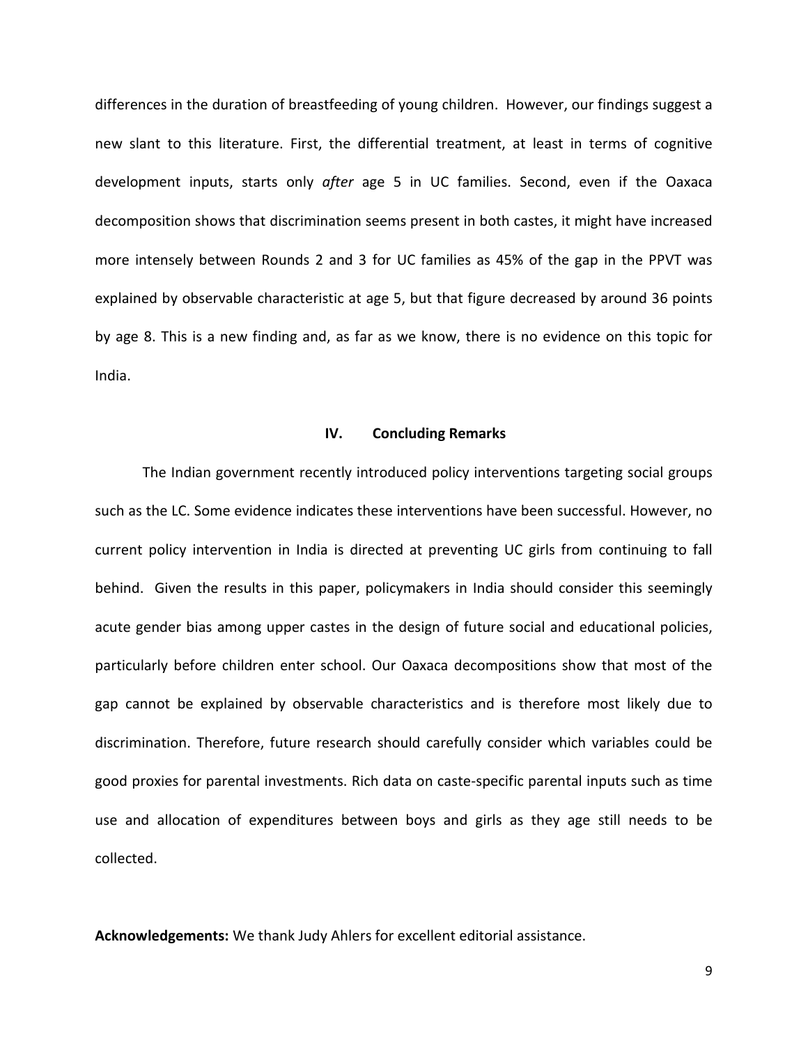differences in the duration of breastfeeding of young children. However, our findings suggest a new slant to this literature. First, the differential treatment, at least in terms of cognitive development inputs, starts only *after* age 5 in UC families. Second, even if the Oaxaca decomposition shows that discrimination seems present in both castes, it might have increased more intensely between Rounds 2 and 3 for UC families as 45% of the gap in the PPVT was explained by observable characteristic at age 5, but that figure decreased by around 36 points by age 8. This is a new finding and, as far as we know, there is no evidence on this topic for India.

## IV. Concluding Remarks

The Indian government recently introduced policy interventions targeting social groups such as the LC. Some evidence indicates these interventions have been successful. However, no current policy intervention in India is directed at preventing UC girls from continuing to fall behind. Given the results in this paper, policymakers in India should consider this seemingly acute gender bias among upper castes in the design of future social and educational policies, particularly before children enter school. Our Oaxaca decompositions show that most of the gap cannot be explained by observable characteristics and is therefore most likely due to discrimination. Therefore, future research should carefully consider which variables could be good proxies for parental investments. Rich data on caste-specific parental inputs such as time use and allocation of expenditures between boys and girls as they age still needs to be collected.

**Acknowledgements:** We thank Judy Ahlers for excellent editorial assistance.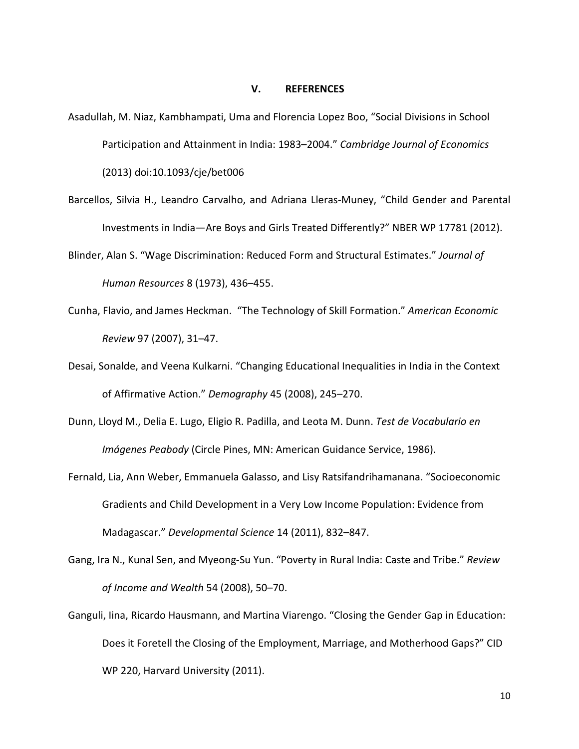## V. REFERENCES

Asadullah, M. Niaz, Kambhampati, Uma and Florencia Lopez Boo, "Social Divisions in School Participation and Attainment in India: 1983–2004." *Cambridge Journal of Economics* (2013) doi:10.1093/cje/bet006

Barcellos, Silvia H., Leandro Carvalho, and Adriana Lleras-Muney, "Child Gender and Parental Investments in India—Are Boys and Girls Treated Differently?" NBER WP 17781 (2012).

Blinder, Alan S. "Wage Discrimination: Reduced Form and Structural Estimates." *Journal of Human Resources* 8 (1973), 436–455.

Cunha, Flavio, and James Heckman. "The Technology of Skill Formation." *American Economic Review* 97 (2007), 31–47.

Desai, Sonalde, and Veena Kulkarni. "Changing Educational Inequalities in India in the Context of Affirmative Action." *Demography* 45 (2008), 245–270.

Dunn, Lloyd M., Delia E. Lugo, Eligio R. Padilla, and Leota M. Dunn. *Test de Vocabulario en Imágenes Peabody* (Circle Pines, MN: American Guidance Service, 1986).

Fernald, Lia, Ann Weber, Emmanuela Galasso, and Lisy Ratsifandrihamanana. "Socioeconomic Gradients and Child Development in a Very Low Income Population: Evidence from Madagascar." *Developmental Science* 14 (2011), 832–847.

Gang, Ira N., Kunal Sen, and Myeong-Su Yun. "Poverty in Rural India: Caste and Tribe." *Review of Income and Wealth* 54 (2008), 50–70.

Ganguli, Iina, Ricardo Hausmann, and Martina Viarengo. "Closing the Gender Gap in Education: Does it Foretell the Closing of the Employment, Marriage, and Motherhood Gaps?" CID WP 220, Harvard University (2011).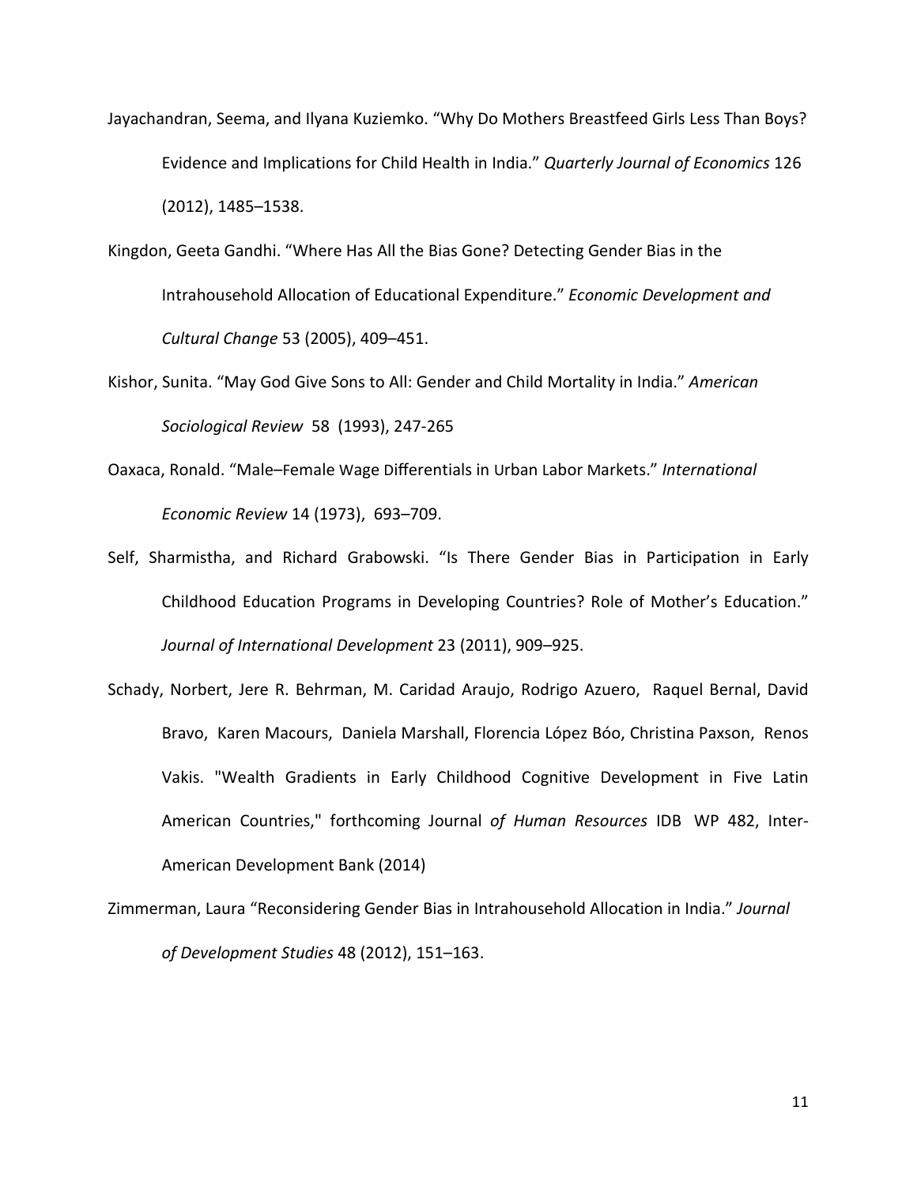Jayachandran, Seema, and Ilyana Kuziemko. "Why Do Mothers Breastfeed Girls Less Than Boys? Evidence and Implications for Child Health in India." *Quarterly Journal of Economics* 126 (2012), 1485–1538.

Kingdon, Geeta Gandhi. "Where Has All the Bias Gone? Detecting Gender Bias in the Intrahousehold Allocation of Educational Expenditure." *Economic Development and Cultural Change* 53 (2005), 409–451.

Kishor, Sunita. "May God Give Sons to All: Gender and Child Mortality in India." *American Sociological Review* 58 (1993), 247-265

Oaxaca, Ronald. "Male–Female Wage Differentials in Urban Labor Markets." *International Economic Review* 14 (1973), 693–709.

Self, Sharmistha, and Richard Grabowski. "Is There Gender Bias in Participation in Early Childhood Education Programs in Developing Countries? Role of Mother's Education." *Journal of International Development* 23 (2011), 909–925.

Schady, Norbert, Jere R. Behrman, M. Caridad Araujo, Rodrigo Azuero, Raquel Bernal, David Bravo, Karen Macours, Daniela Marshall, Florencia López Bóo, Christina Paxson, Renos Vakis. "Wealth Gradients in Early Childhood Cognitive Development in Five Latin American Countries," forthcoming Journal *of Human Resources* IDB WP 482, Inter-American Development Bank (2014)

Zimmerman, Laura "Reconsidering Gender Bias in Intrahousehold Allocation in India." *Journal of Development Studies* 48 (2012), 151–163.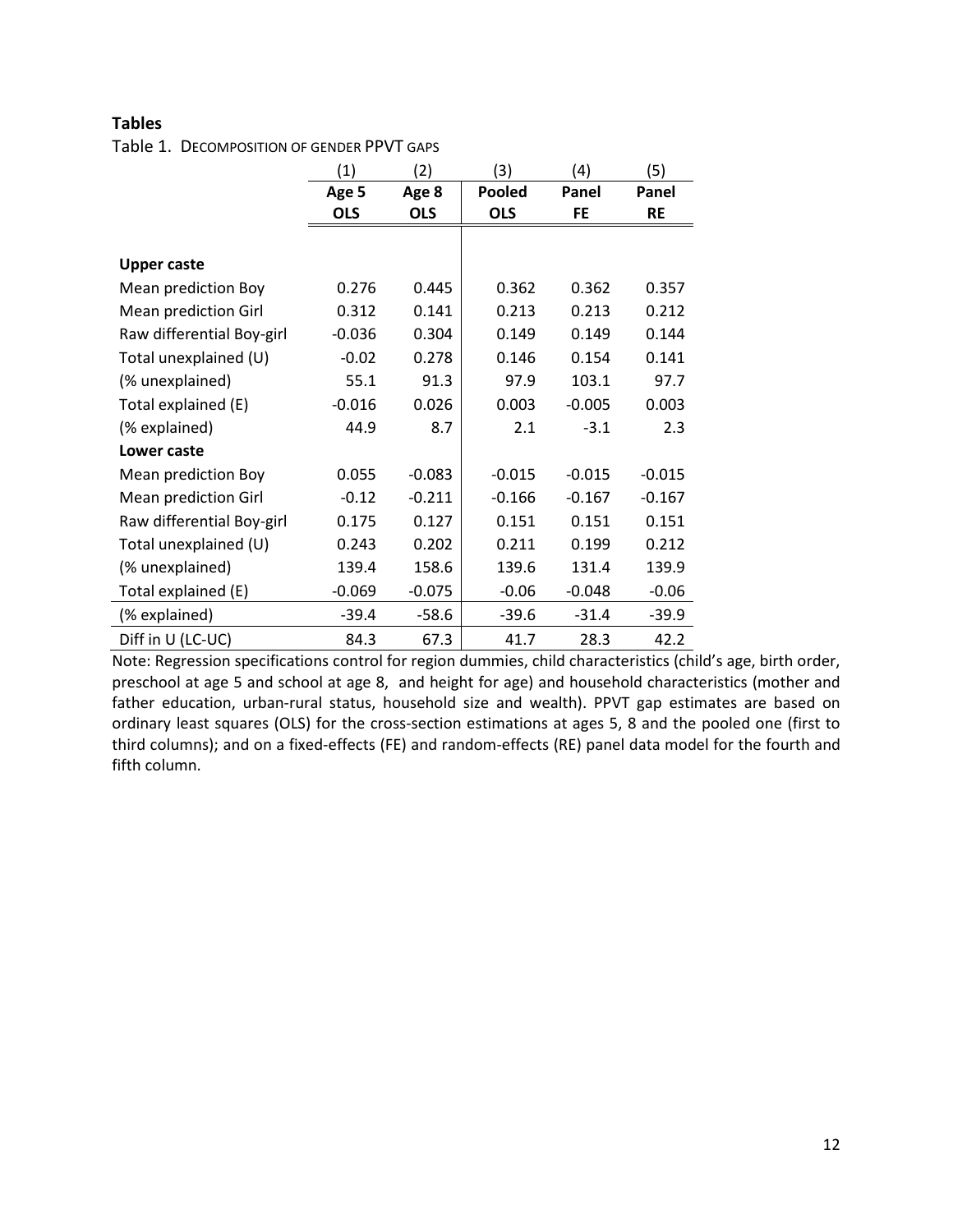## Tables

Table 1. DECOMPOSITION OF GENDER PPVT GAPS

| | (1) | (2) | (3) | (4) | (5) |
|---|---|---|---|---|---|
| | **Age 5** | **Age 8** | **Pooled** | **Panel** | **Panel** |
| | **OLS** | **OLS** | **OLS** | **FE** | **RE** |
| **Upper caste** | | | | | |
| Mean prediction Boy | 0.276 | 0.445 | 0.362 | 0.362 | 0.357 |
| Mean prediction Girl | 0.312 | 0.141 | 0.213 | 0.213 | 0.212 |
| Raw differential Boy-girl | -0.036 | 0.304 | 0.149 | 0.149 | 0.144 |
| Total unexplained (U) | -0.02 | 0.278 | 0.146 | 0.154 | 0.141 |
| (% unexplained) | 55.1 | 91.3 | 97.9 | 103.1 | 97.7 |
| Total explained (E) | -0.016 | 0.026 | 0.003 | -0.005 | 0.003 |
| (% explained) | 44.9 | 8.7 | 2.1 | -3.1 | 2.3 |
| **Lower caste** | | | | | |
| Mean prediction Boy | 0.055 | -0.083 | -0.015 | -0.015 | -0.015 |
| Mean prediction Girl | -0.12 | -0.211 | -0.166 | -0.167 | -0.167 |
| Raw differential Boy-girl | 0.175 | 0.127 | 0.151 | 0.151 | 0.151 |
| Total unexplained (U) | 0.243 | 0.202 | 0.211 | 0.199 | 0.212 |
| (% unexplained) | 139.4 | 158.6 | 139.6 | 131.4 | 139.9 |
| Total explained (E) | -0.069 | -0.075 | -0.06 | -0.048 | -0.06 |
| (% explained) | -39.4 | -58.6 | -39.6 | -31.4 | -39.9 |
| Diff in U (LC-UC) | 84.3 | 67.3 | 41.7 | 28.3 | 42.2 |

Note: Regression specifications control for region dummies, child characteristics (child's age, birth order, preschool at age 5 and school at age 8, and height for age) and household characteristics (mother and father education, urban-rural status, household size and wealth). PPVT gap estimates are based on ordinary least squares (OLS) for the cross-section estimations at ages 5, 8 and the pooled one (first to third columns); and on a fixed-effects (FE) and random-effects (RE) panel data model for the fourth and fifth column.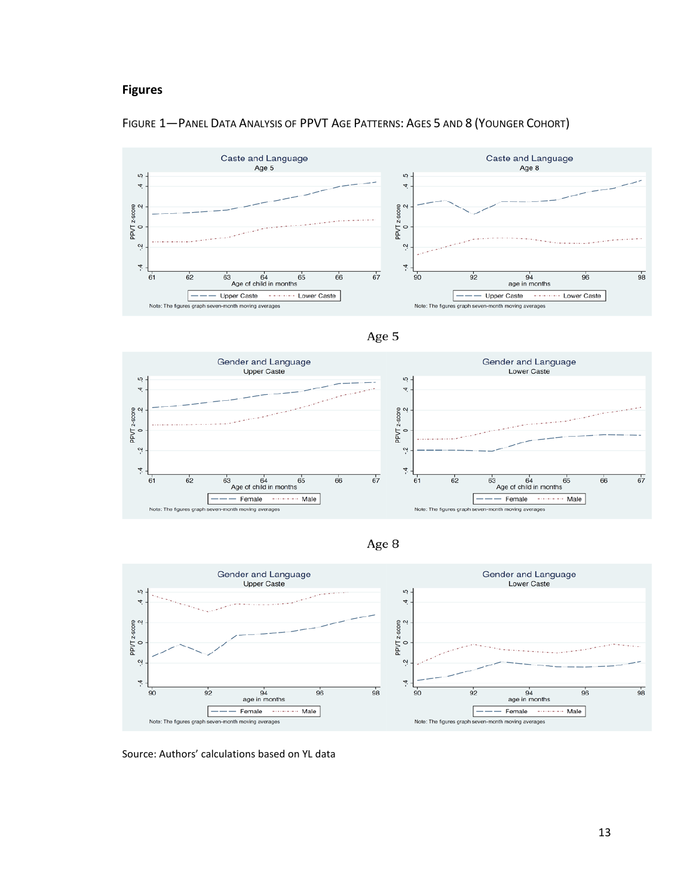## Figures

FIGURE 1—PANEL DATA ANALYSIS OF PPVT AGE PATTERNS: AGES 5 AND 8 (YOUNGER COHORT)

Age 5

Age 8

Source: Authors' calculations based on YL data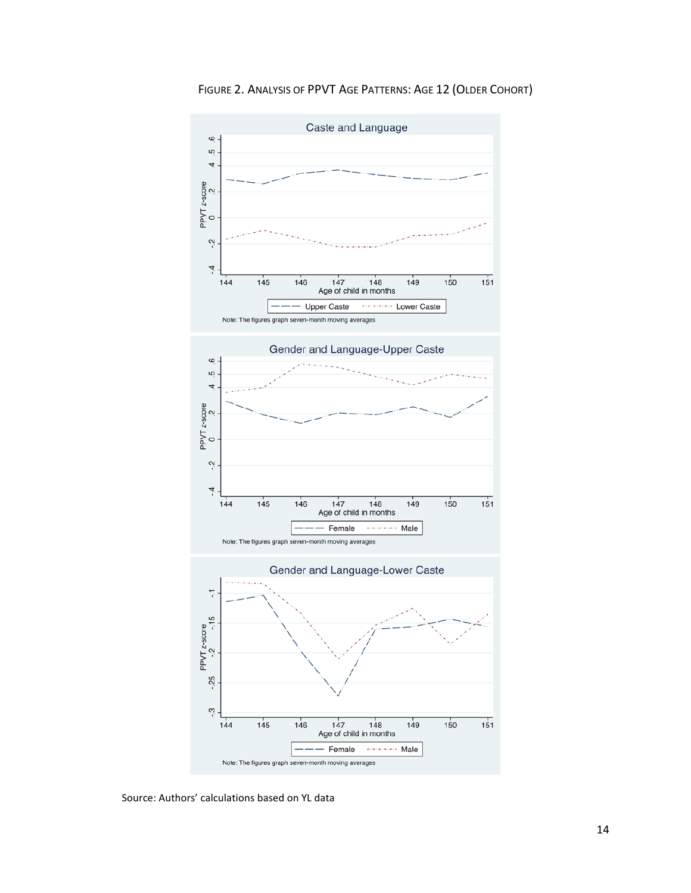FIGURE 2. ANALYSIS OF PPVT AGE PATTERNS: AGE 12 (OLDER COHORT)

Caste and Language

PPVT z-score

-.4 -.2 0 .2 .4 .5 .6

144 145 146 147 148 149 150 151

Age of child in months

Upper Caste    Lower Caste

Note: The figures graph seven-month moving averages

Gender and Language-Upper Caste

PPVT z-score

-.4 -.2 0 .2 .4 .5 .6

144 145 146 147 148 149 150 151

Age of child in months

Female    Male

Note: The figures graph seven-month moving averages

Gender and Language-Lower Caste

PPVT z-score

-.3 -.25 -.2 -.15 -.1

144 145 146 147 148 149 150 151

Age of child in months

Female    Male

Note: The figures graph seven-month moving averages

Source: Authors' calculations based on YL data